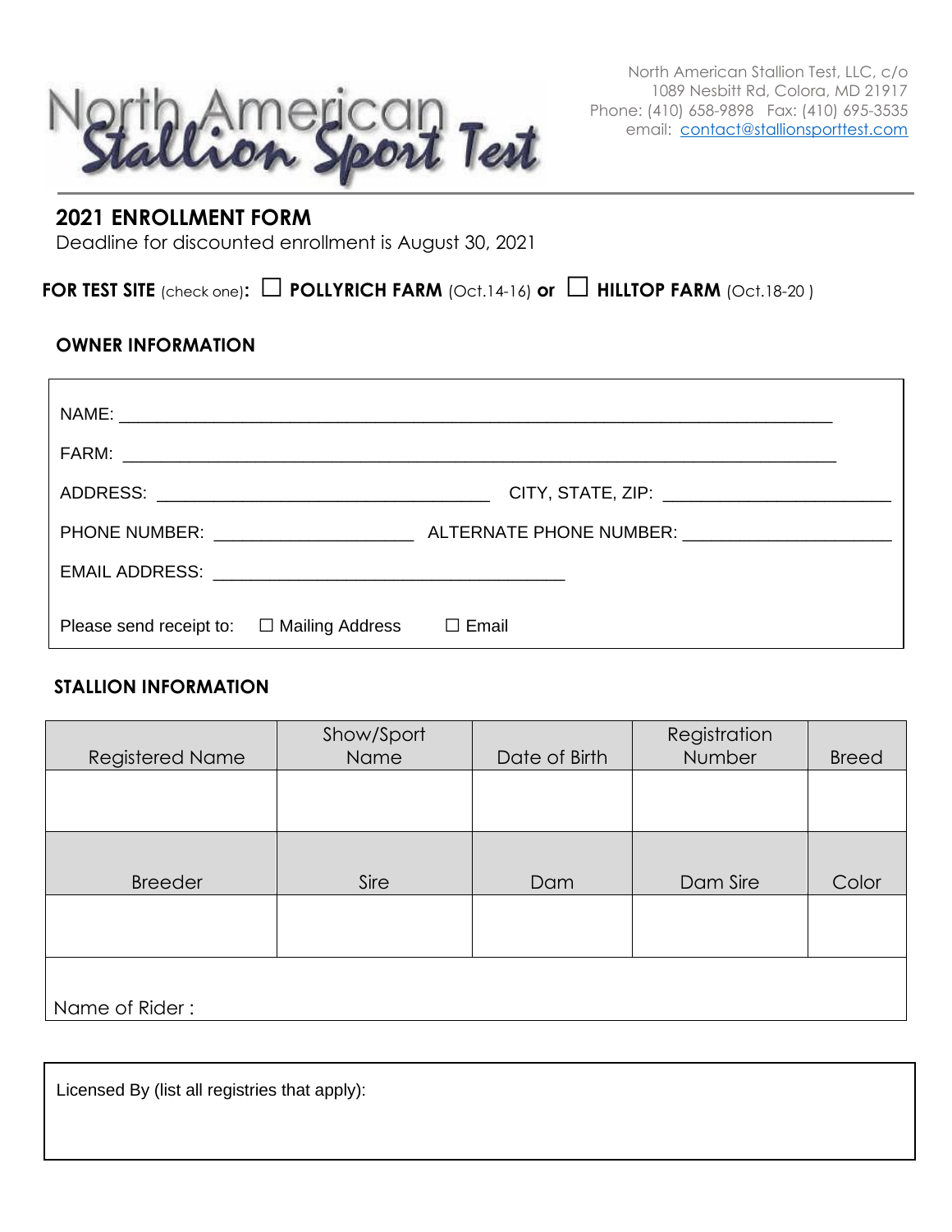North American Stallion Sport Test

North American Stallion Test, LLC, c/o
1089 Nesbitt Rd, Colora, MD 21917
Phone: (410) 658-9898 Fax: (410) 695-3535
email: contact@stallionsporttest.com

## 2021 ENROLLMENT FORM

Deadline for discounted enrollment is August 30, 2021

**FOR TEST SITE** (check one)**:** ☐ **POLLYRICH FARM** (Oct.14-16) **or** ☐ **HILLTOP FARM** (Oct.18-20 )

### OWNER INFORMATION

NAME: ____________________________________________________________________________

FARM: ____________________________________________________________________________

ADDRESS: ___________________________________ CITY, STATE, ZIP: ______________________

PHONE NUMBER: _____________________ ALTERNATE PHONE NUMBER: ______________________

EMAIL ADDRESS: _____________________________________

Please send receipt to: ☐ Mailing Address ☐ Email

### STALLION INFORMATION

| Registered Name | Show/Sport Name | Date of Birth | Registration Number | Breed |
|---|---|---|---|---|
| | | | | |
| **Breeder** | **Sire** | **Dam** | **Dam Sire** | **Color** |
| | | | | |
| Name of Rider : | | | | |

Licensed By (list all registries that apply):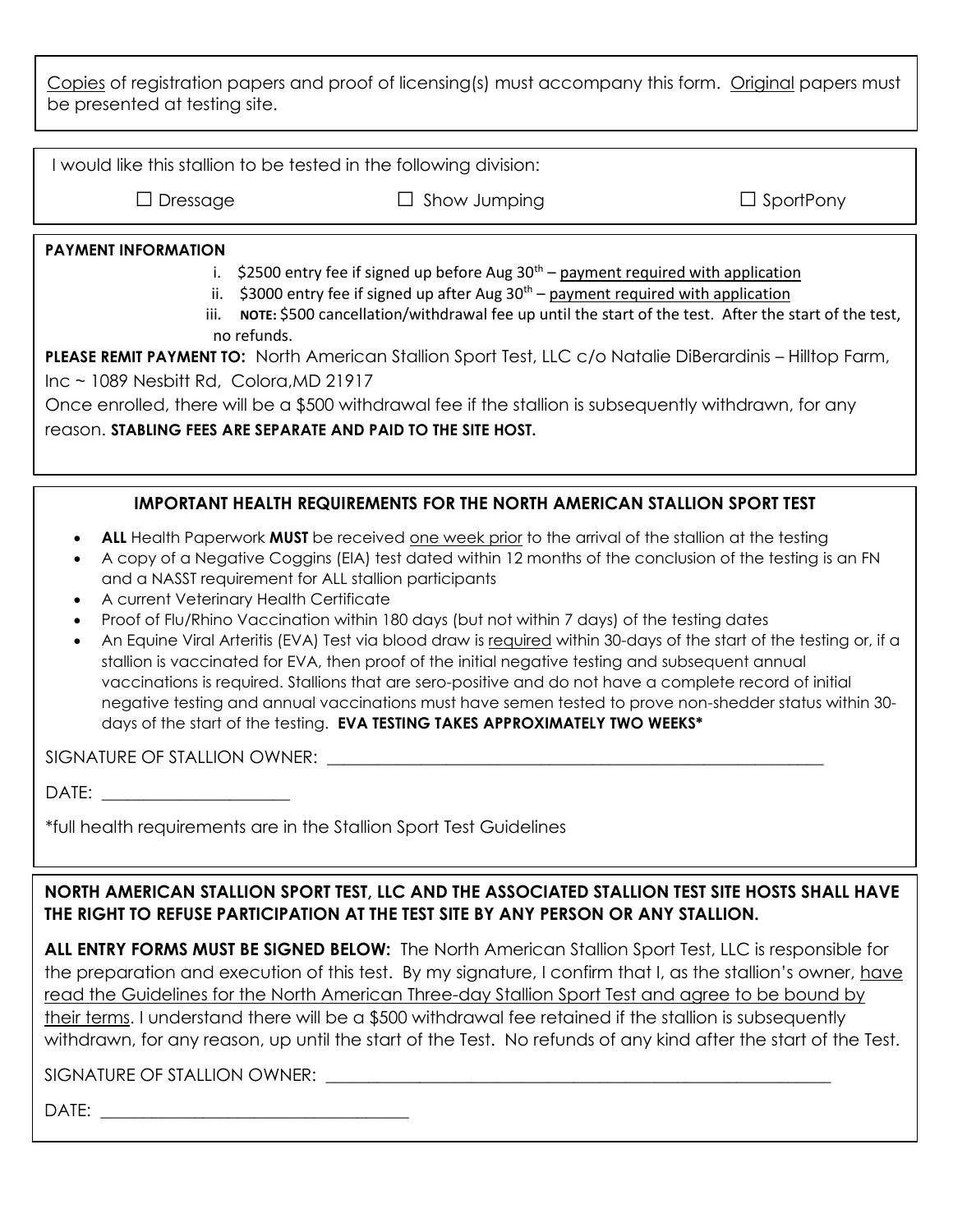Copies of registration papers and proof of licensing(s) must accompany this form. Original papers must be presented at testing site.

I would like this stallion to be tested in the following division:

☐ Dressage ☐ Show Jumping ☐ SportPony

**PAYMENT INFORMATION**

i. $2500 entry fee if signed up before Aug 30th – payment required with application
ii. $3000 entry fee if signed up after Aug 30th – payment required with application
iii. **NOTE:** $500 cancellation/withdrawal fee up until the start of the test. After the start of the test, no refunds.

**PLEASE REMIT PAYMENT TO:** North American Stallion Sport Test, LLC c/o Natalie DiBerardinis – Hilltop Farm, Inc ~ 1089 Nesbitt Rd, Colora,MD 21917

Once enrolled, there will be a $500 withdrawal fee if the stallion is subsequently withdrawn, for any reason. **STABLING FEES ARE SEPARATE AND PAID TO THE SITE HOST.**

**IMPORTANT HEALTH REQUIREMENTS FOR THE NORTH AMERICAN STALLION SPORT TEST**

- **ALL** Health Paperwork **MUST** be received one week prior to the arrival of the stallion at the testing
- A copy of a Negative Coggins (EIA) test dated within 12 months of the conclusion of the testing is an FN and a NASST requirement for ALL stallion participants
- A current Veterinary Health Certificate
- Proof of Flu/Rhino Vaccination within 180 days (but not within 7 days) of the testing dates
- An Equine Viral Arteritis (EVA) Test via blood draw is required within 30-days of the start of the testing or, if a stallion is vaccinated for EVA, then proof of the initial negative testing and subsequent annual vaccinations is required. Stallions that are sero-positive and do not have a complete record of initial negative testing and annual vaccinations must have semen tested to prove non-shedder status within 30-days of the start of the testing. **EVA TESTING TAKES APPROXIMATELY TWO WEEKS***

SIGNATURE OF STALLION OWNER: ____________________________________________

DATE: ____________________

*full health requirements are in the Stallion Sport Test Guidelines

**NORTH AMERICAN STALLION SPORT TEST, LLC AND THE ASSOCIATED STALLION TEST SITE HOSTS SHALL HAVE THE RIGHT TO REFUSE PARTICIPATION AT THE TEST SITE BY ANY PERSON OR ANY STALLION.**

**ALL ENTRY FORMS MUST BE SIGNED BELOW:** The North American Stallion Sport Test, LLC is responsible for the preparation and execution of this test. By my signature, I confirm that I, as the stallion's owner, have read the Guidelines for the North American Three-day Stallion Sport Test and agree to be bound by their terms. I understand there will be a $500 withdrawal fee retained if the stallion is subsequently withdrawn, for any reason, up until the start of the Test. No refunds of any kind after the start of the Test.

SIGNATURE OF STALLION OWNER: ____________________________________________

DATE: ________________________________